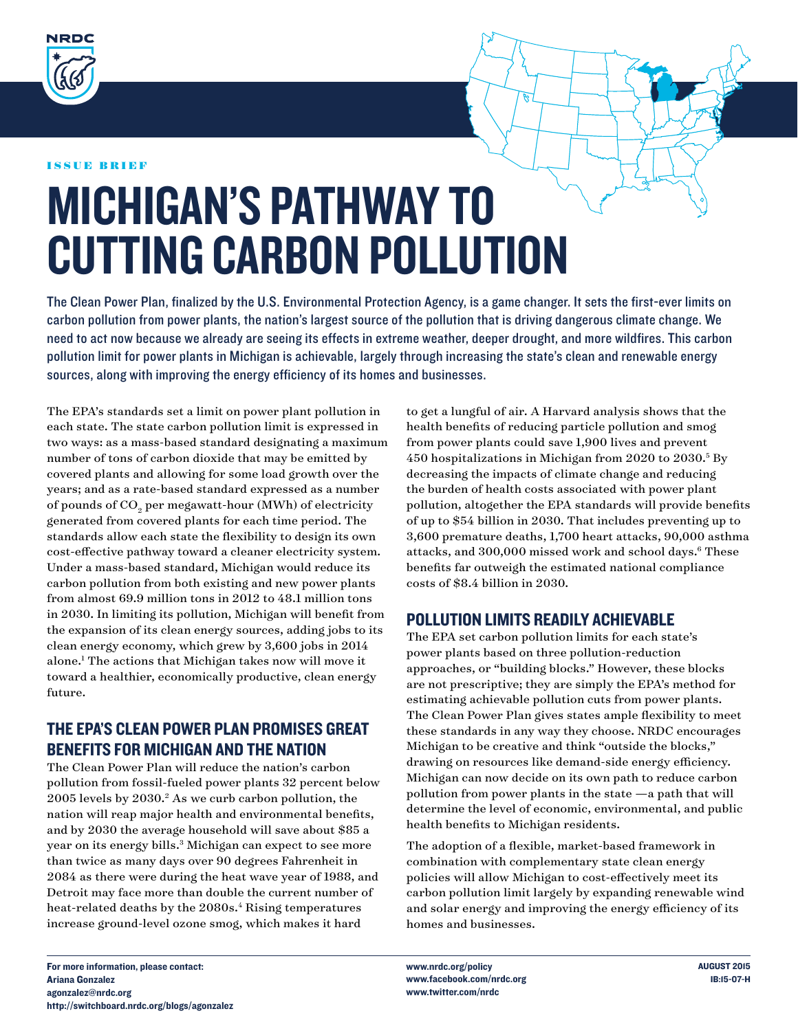NRDC

ISSUE BRIEF

# MICHIGAN'S PATHWAY TO CUTTING CARBON POLLUTION

The Clean Power Plan, finalized by the U.S. Environmental Protection Agency, is a game changer. It sets the first-ever limits on carbon pollution from power plants, the nation's largest source of the pollution that is driving dangerous climate change. We need to act now because we already are seeing its effects in extreme weather, deeper drought, and more wildfires. This carbon pollution limit for power plants in Michigan is achievable, largely through increasing the state's clean and renewable energy sources, along with improving the energy efficiency of its homes and businesses.

The EPA's standards set a limit on power plant pollution in each state. The state carbon pollution limit is expressed in two ways: as a mass-based standard designating a maximum number of tons of carbon dioxide that may be emitted by covered plants and allowing for some load growth over the years; and as a rate-based standard expressed as a number of pounds of $CO_2$ per megawatt-hour (MWh) of electricity generated from covered plants for each time period. The standards allow each state the flexibility to design its own cost-effective pathway toward a cleaner electricity system. Under a mass-based standard, Michigan would reduce its carbon pollution from both existing and new power plants from almost 69.9 million tons in 2012 to 48.1 million tons in 2030. In limiting its pollution, Michigan will benefit from the expansion of its clean energy sources, adding jobs to its clean energy economy, which grew by 3,600 jobs in 2014 alone.[1] The actions that Michigan takes now will move it toward a healthier, economically productive, clean energy future.

## THE EPA'S CLEAN POWER PLAN PROMISES GREAT BENEFITS FOR MICHIGAN AND THE NATION

The Clean Power Plan will reduce the nation's carbon pollution from fossil-fueled power plants 32 percent below 2005 levels by 2030.[2] As we curb carbon pollution, the nation will reap major health and environmental benefits, and by 2030 the average household will save about $85 a year on its energy bills.[3] Michigan can expect to see more than twice as many days over 90 degrees Fahrenheit in 2084 as there were during the heat wave year of 1988, and Detroit may face more than double the current number of heat-related deaths by the 2080s.[4] Rising temperatures increase ground-level ozone smog, which makes it hard to get a lungful of air. A Harvard analysis shows that the health benefits of reducing particle pollution and smog from power plants could save 1,900 lives and prevent 450 hospitalizations in Michigan from 2020 to 2030.[5] By decreasing the impacts of climate change and reducing the burden of health costs associated with power plant pollution, altogether the EPA standards will provide benefits of up to $54 billion in 2030. That includes preventing up to 3,600 premature deaths, 1,700 heart attacks, 90,000 asthma attacks, and 300,000 missed work and school days.[6] These benefits far outweigh the estimated national compliance costs of $8.4 billion in 2030.

## POLLUTION LIMITS READILY ACHIEVABLE

The EPA set carbon pollution limits for each state's power plants based on three pollution-reduction approaches, or "building blocks." However, these blocks are not prescriptive; they are simply the EPA's method for estimating achievable pollution cuts from power plants. The Clean Power Plan gives states ample flexibility to meet these standards in any way they choose. NRDC encourages Michigan to be creative and think "outside the blocks," drawing on resources like demand-side energy efficiency. Michigan can now decide on its own path to reduce carbon pollution from power plants in the state —a path that will determine the level of economic, environmental, and public health benefits to Michigan residents.

The adoption of a flexible, market-based framework in combination with complementary state clean energy policies will allow Michigan to cost-effectively meet its carbon pollution limit largely by expanding renewable wind and solar energy and improving the energy efficiency of its homes and businesses.

**For more information, please contact:**
**Ariana Gonzalez**
**agonzalez@nrdc.org**
**http://switchboard.nrdc.org/blogs/agonzalez**

**www.nrdc.org/policy**
**www.facebook.com/nrdc.org**
**www.twitter.com/nrdc**

**AUGUST 2015**
**IB:15-07-H**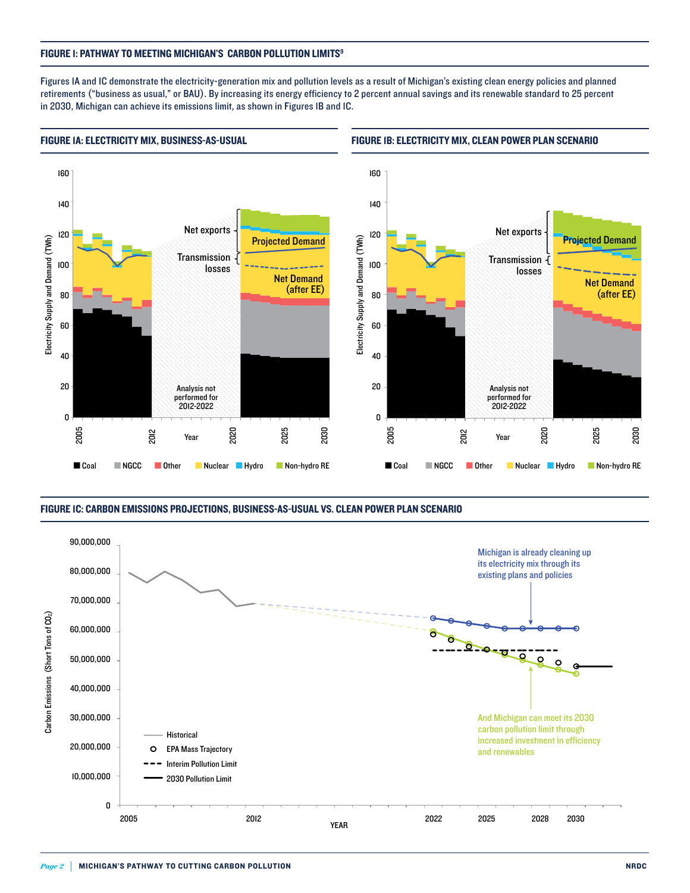### FIGURE 1: PATHWAY TO MEETING MICHIGAN'S CARBON POLLUTION LIMITS[9]

Figures 1A and 1C demonstrate the electricity-generation mix and pollution levels as a result of Michigan's existing clean energy policies and planned retirements ("business as usual," or BAU). By increasing its energy efficiency to 2 percent annual savings and its renewable standard to 25 percent in 2030, Michigan can achieve its emissions limit, as shown in Figures 1B and 1C.

#### FIGURE 1A: ELECTRICITY MIX, BUSINESS-AS-USUAL

Electricity Supply and Demand (TWh)

160
140
120
100
80
60
40
20
0

Net exports
Transmission losses
Projected Demand
Net Demand (after EE)

Analysis not performed for 2012-2022

2005 | 2012 | Year | 2020 | 2025 | 2030

Coal | NGCC | Other | Nuclear | Hydro | Non-hydro RE

#### FIGURE 1B: ELECTRICITY MIX, CLEAN POWER PLAN SCENARIO

Electricity Supply and Demand (TWh)

160
140
120
100
80
60
40
20
0

Net exports
Transmission losses
Projected Demand
Net Demand (after EE)

Analysis not performed for 2012-2022

2005 | 2012 | Year | 2020 | 2025 | 2030

Coal | NGCC | Other | Nuclear | Hydro | Non-hydro RE

#### FIGURE 1C: CARBON EMISSIONS PROJECTIONS, BUSINESS-AS-USUAL VS. CLEAN POWER PLAN SCENARIO

Carbon Emissions (Short Tons of $CO_2$)

90,000,000
80,000,000
70,000,000
60,000,000
50,000,000
40,000,000
30,000,000
20,000,000
10,000,000
0

2005 | 2012 | 2022 | 2025 | 2028 | 2030

YEAR

Michigan is already cleaning up its electricity mix through its existing plans and policies

And Michigan can meet its 2030 carbon pollution limit through increased investment in efficiency and renewables

Historical
EPA Mass Trajectory
Interim Pollution Limit
2030 Pollution Limit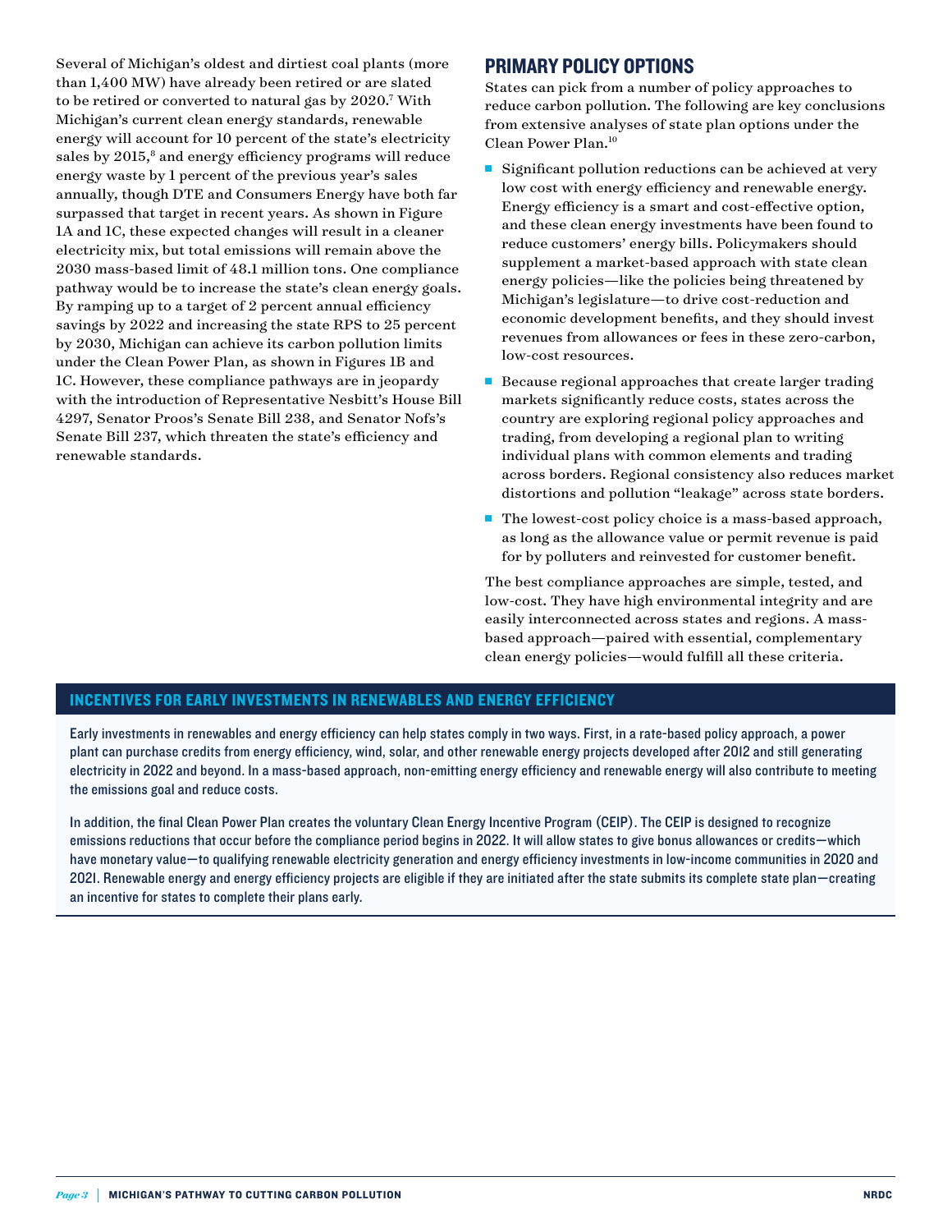Several of Michigan's oldest and dirtiest coal plants (more than 1,400 MW) have already been retired or are slated to be retired or converted to natural gas by 2020.[7] With Michigan's current clean energy standards, renewable energy will account for 10 percent of the state's electricity sales by 2015,[8] and energy efficiency programs will reduce energy waste by 1 percent of the previous year's sales annually, though DTE and Consumers Energy have both far surpassed that target in recent years. As shown in Figure 1A and 1C, these expected changes will result in a cleaner electricity mix, but total emissions will remain above the 2030 mass-based limit of 48.1 million tons. One compliance pathway would be to increase the state's clean energy goals. By ramping up to a target of 2 percent annual efficiency savings by 2022 and increasing the state RPS to 25 percent by 2030, Michigan can achieve its carbon pollution limits under the Clean Power Plan, as shown in Figures 1B and 1C. However, these compliance pathways are in jeopardy with the introduction of Representative Nesbitt's House Bill 4297, Senator Proos's Senate Bill 238, and Senator Nofs's Senate Bill 237, which threaten the state's efficiency and renewable standards.

## PRIMARY POLICY OPTIONS

States can pick from a number of policy approaches to reduce carbon pollution. The following are key conclusions from extensive analyses of state plan options under the Clean Power Plan.[10]

- Significant pollution reductions can be achieved at very low cost with energy efficiency and renewable energy. Energy efficiency is a smart and cost-effective option, and these clean energy investments have been found to reduce customers' energy bills. Policymakers should supplement a market-based approach with state clean energy policies—like the policies being threatened by Michigan's legislature—to drive cost-reduction and economic development benefits, and they should invest revenues from allowances or fees in these zero-carbon, low-cost resources.
- Because regional approaches that create larger trading markets significantly reduce costs, states across the country are exploring regional policy approaches and trading, from developing a regional plan to writing individual plans with common elements and trading across borders. Regional consistency also reduces market distortions and pollution "leakage" across state borders.
- The lowest-cost policy choice is a mass-based approach, as long as the allowance value or permit revenue is paid for by polluters and reinvested for customer benefit.

The best compliance approaches are simple, tested, and low-cost. They have high environmental integrity and are easily interconnected across states and regions. A mass-based approach—paired with essential, complementary clean energy policies—would fulfill all these criteria.

### INCENTIVES FOR EARLY INVESTMENTS IN RENEWABLES AND ENERGY EFFICIENCY

Early investments in renewables and energy efficiency can help states comply in two ways. First, in a rate-based policy approach, a power plant can purchase credits from energy efficiency, wind, solar, and other renewable energy projects developed after 2012 and still generating electricity in 2022 and beyond. In a mass-based approach, non-emitting energy efficiency and renewable energy will also contribute to meeting the emissions goal and reduce costs.

In addition, the final Clean Power Plan creates the voluntary Clean Energy Incentive Program (CEIP). The CEIP is designed to recognize emissions reductions that occur before the compliance period begins in 2022. It will allow states to give bonus allowances or credits—which have monetary value—to qualifying renewable electricity generation and energy efficiency investments in low-income communities in 2020 and 2021. Renewable energy and energy efficiency projects are eligible if they are initiated after the state submits its complete state plan—creating an incentive for states to complete their plans early.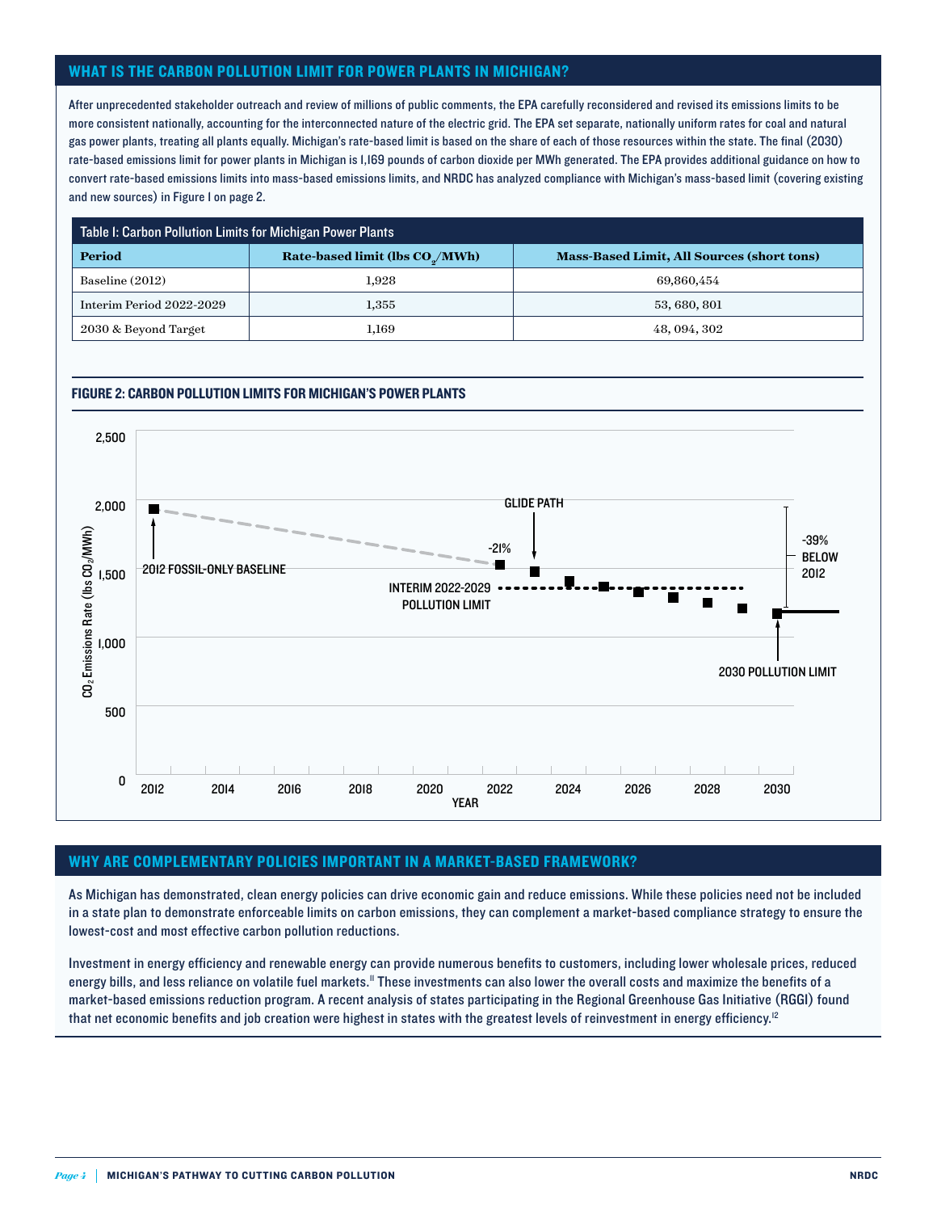## WHAT IS THE CARBON POLLUTION LIMIT FOR POWER PLANTS IN MICHIGAN?

After unprecedented stakeholder outreach and review of millions of public comments, the EPA carefully reconsidered and revised its emissions limits to be more consistent nationally, accounting for the interconnected nature of the electric grid. The EPA set separate, nationally uniform rates for coal and natural gas power plants, treating all plants equally. Michigan's rate-based limit is based on the share of each of those resources within the state. The final (2030) rate-based emissions limit for power plants in Michigan is 1,169 pounds of carbon dioxide per MWh generated. The EPA provides additional guidance on how to convert rate-based emissions limits into mass-based emissions limits, and NRDC has analyzed compliance with Michigan's mass-based limit (covering existing and new sources) in Figure 1 on page 2.

Table 1: Carbon Pollution Limits for Michigan Power Plants

| Period | Rate-based limit (lbs $CO_2$/MWh) | Mass-Based Limit, All Sources (short tons) |
|---|---|---|
| Baseline (2012) | 1,928 | 69,860,454 |
| Interim Period 2022-2029 | 1,355 | 53, 680, 801 |
| 2030 & Beyond Target | 1,169 | 48, 094, 302 |

**FIGURE 2: CARBON POLLUTION LIMITS FOR MICHIGAN'S POWER PLANTS**

## WHY ARE COMPLEMENTARY POLICIES IMPORTANT IN A MARKET-BASED FRAMEWORK?

As Michigan has demonstrated, clean energy policies can drive economic gain and reduce emissions. While these policies need not be included in a state plan to demonstrate enforceable limits on carbon emissions, they can complement a market-based compliance strategy to ensure the lowest-cost and most effective carbon pollution reductions.

Investment in energy efficiency and renewable energy can provide numerous benefits to customers, including lower wholesale prices, reduced energy bills, and less reliance on volatile fuel markets.[11] These investments can also lower the overall costs and maximize the benefits of a market-based emissions reduction program. A recent analysis of states participating in the Regional Greenhouse Gas Initiative (RGGI) found that net economic benefits and job creation were highest in states with the greatest levels of reinvestment in energy efficiency.[12]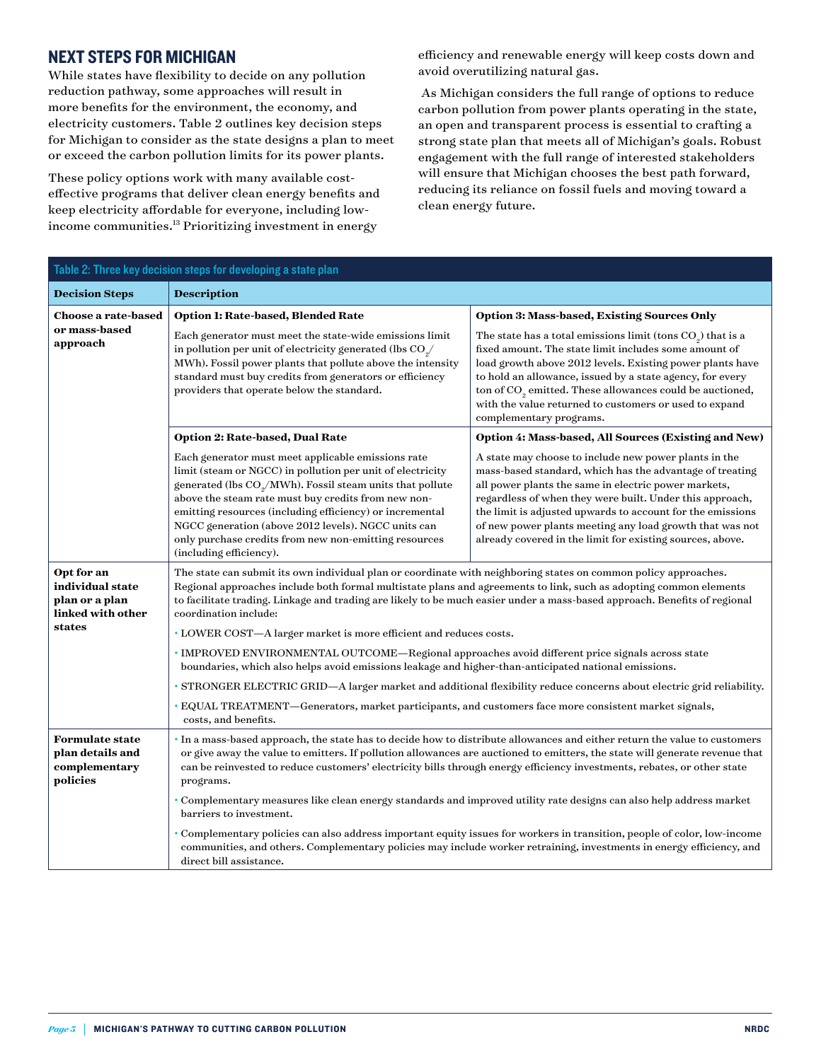## NEXT STEPS FOR MICHIGAN

While states have flexibility to decide on any pollution reduction pathway, some approaches will result in more benefits for the environment, the economy, and electricity customers. Table 2 outlines key decision steps for Michigan to consider as the state designs a plan to meet or exceed the carbon pollution limits for its power plants.

These policy options work with many available cost-effective programs that deliver clean energy benefits and keep electricity affordable for everyone, including low-income communities.[13] Prioritizing investment in energy efficiency and renewable energy will keep costs down and avoid overutilizing natural gas.

As Michigan considers the full range of options to reduce carbon pollution from power plants operating in the state, an open and transparent process is essential to crafting a strong state plan that meets all of Michigan's goals. Robust engagement with the full range of interested stakeholders will ensure that Michigan chooses the best path forward, reducing its reliance on fossil fuels and moving toward a clean energy future.

**Table 2: Three key decision steps for developing a state plan**

| Decision Steps | Description | |
|---|---|---|
| **Choose a rate-based or mass-based approach** | **Option 1: Rate-based, Blended Rate**<br>Each generator must meet the state-wide emissions limit in pollution per unit of electricity generated (lbs $CO_2$/MWh). Fossil power plants that pollute above the intensity standard must buy credits from generators or efficiency providers that operate below the standard. | **Option 3: Mass-based, Existing Sources Only**<br>The state has a total emissions limit (tons $CO_2$) that is a fixed amount. The state limit includes some amount of load growth above 2012 levels. Existing power plants have to hold an allowance, issued by a state agency, for every ton of $CO_2$ emitted. These allowances could be auctioned, with the value returned to customers or used to expand complementary programs. |
| | **Option 2: Rate-based, Dual Rate**<br>Each generator must meet applicable emissions rate limit (steam or NGCC) in pollution per unit of electricity generated (lbs $CO_2$/MWh). Fossil steam units that pollute above the steam rate must buy credits from new non-emitting resources (including efficiency) or incremental NGCC generation (above 2012 levels). NGCC units can only purchase credits from new non-emitting resources (including efficiency). | **Option 4: Mass-based, All Sources (Existing and New)**<br>A state may choose to include new power plants in the mass-based standard, which has the advantage of treating all power plants the same in electric power markets, regardless of when they were built. Under this approach, the limit is adjusted upwards to account for the emissions of new power plants meeting any load growth that was not already covered in the limit for existing sources, above. |
| **Opt for an individual state plan or a plan linked with other states** | The state can submit its own individual plan or coordinate with neighboring states on common policy approaches. Regional approaches include both formal multistate plans and agreements to link, such as adopting common elements to facilitate trading. Linkage and trading are likely to be much easier under a mass-based approach. Benefits of regional coordination include:<br>• LOWER COST—A larger market is more efficient and reduces costs.<br>• IMPROVED ENVIRONMENTAL OUTCOME—Regional approaches avoid different price signals across state boundaries, which also helps avoid emissions leakage and higher-than-anticipated national emissions.<br>• STRONGER ELECTRIC GRID—A larger market and additional flexibility reduce concerns about electric grid reliability.<br>• EQUAL TREATMENT—Generators, market participants, and customers face more consistent market signals, costs, and benefits. | |
| **Formulate state plan details and complementary policies** | • In a mass-based approach, the state has to decide how to distribute allowances and either return the value to customers or give away the value to emitters. If pollution allowances are auctioned to emitters, the state will generate revenue that can be reinvested to reduce customers' electricity bills through energy efficiency investments, rebates, or other state programs.<br>• Complementary measures like clean energy standards and improved utility rate designs can also help address market barriers to investment.<br>• Complementary policies can also address important equity issues for workers in transition, people of color, low-income communities, and others. Complementary policies may include worker retraining, investments in energy efficiency, and direct bill assistance. | |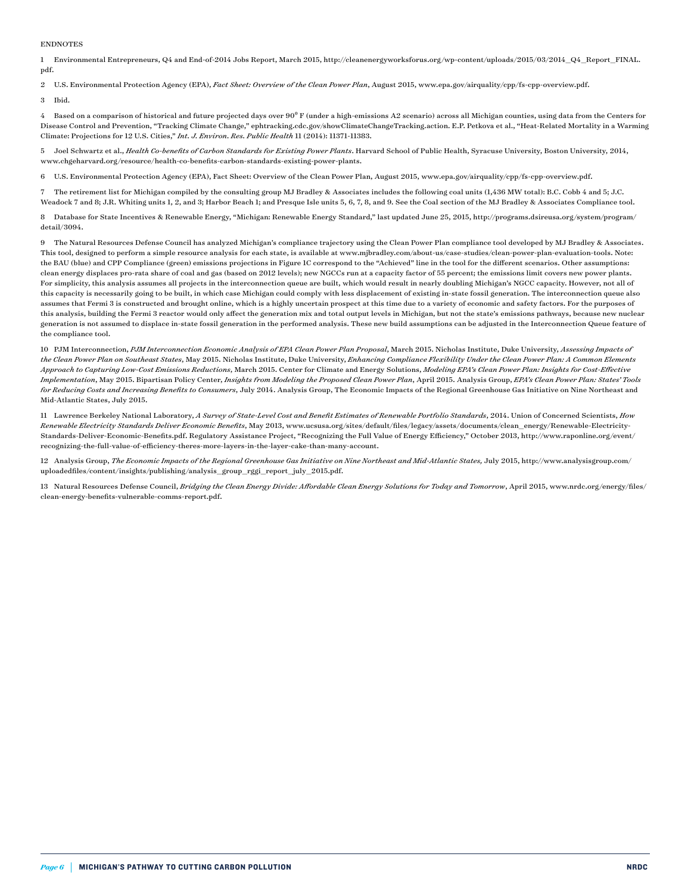ENDNOTES

1 Environmental Entrepreneurs, Q4 and End-of-2014 Jobs Report, March 2015, http://cleanenergyworksforus.org/wp-content/uploads/2015/03/2014_Q4_Report_FINAL.pdf.

2 U.S. Environmental Protection Agency (EPA), *Fact Sheet: Overview of the Clean Power Plan*, August 2015, www.epa.gov/airquality/cpp/fs-cpp-overview.pdf.

3 Ibid.

4 Based on a comparison of historical and future projected days over 90[0] F (under a high-emissions A2 scenario) across all Michigan counties, using data from the Centers for Disease Control and Prevention, "Tracking Climate Change," ephtracking.cdc.gov/showClimateChangeTracking.action. E.P. Petkova et al., "Heat-Related Mortality in a Warming Climate: Projections for 12 U.S. Cities," *Int. J. Environ. Res. Public Health* 11 (2014): 11371-11383.

5 Joel Schwartz et al., *Health Co-benefits of Carbon Standards for Existing Power Plants*. Harvard School of Public Health, Syracuse University, Boston University, 2014, www.chgeharvard.org/resource/health-co-benefits-carbon-standards-existing-power-plants.

6 U.S. Environmental Protection Agency (EPA), Fact Sheet: Overview of the Clean Power Plan, August 2015, www.epa.gov/airquality/cpp/fs-cpp-overview.pdf.

7 The retirement list for Michigan compiled by the consulting group MJ Bradley & Associates includes the following coal units (1,436 MW total): B.C. Cobb 4 and 5; J.C. Weadock 7 and 8; J.R. Whiting units 1, 2, and 3; Harbor Beach 1; and Presque Isle units 5, 6, 7, 8, and 9. See the Coal section of the MJ Bradley & Associates Compliance tool.

8 Database for State Incentives & Renewable Energy, "Michigan: Renewable Energy Standard," last updated June 25, 2015, http://programs.dsireusa.org/system/program/detail/3094.

9 The Natural Resources Defense Council has analyzed Michigan's compliance trajectory using the Clean Power Plan compliance tool developed by MJ Bradley & Associates. This tool, designed to perform a simple resource analysis for each state, is available at www.mjbradley.com/about-us/case-studies/clean-power-plan-evaluation-tools. Note: the BAU (blue) and CPP Compliance (green) emissions projections in Figure 1C correspond to the "Achieved" line in the tool for the different scenarios. Other assumptions: clean energy displaces pro-rata share of coal and gas (based on 2012 levels); new NGCCs run at a capacity factor of 55 percent; the emissions limit covers new power plants. For simplicity, this analysis assumes all projects in the interconnection queue are built, which would result in nearly doubling Michigan's NGCC capacity. However, not all of this capacity is necessarily going to be built, in which case Michigan could comply with less displacement of existing in-state fossil generation. The interconnection queue also assumes that Fermi 3 is constructed and brought online, which is a highly uncertain prospect at this time due to a variety of economic and safety factors. For the purposes of this analysis, building the Fermi 3 reactor would only affect the generation mix and total output levels in Michigan, but not the state's emissions pathways, because new nuclear generation is not assumed to displace in-state fossil generation in the performed analysis. These new build assumptions can be adjusted in the Interconnection Queue feature of the compliance tool.

10 PJM Interconnection, *PJM Interconnection Economic Analysis of EPA Clean Power Plan Proposal*, March 2015. Nicholas Institute, Duke University, *Assessing Impacts of the Clean Power Plan on Southeast States*, May 2015. Nicholas Institute, Duke University, *Enhancing Compliance Flexibility Under the Clean Power Plan: A Common Elements Approach to Capturing Low-Cost Emissions Reductions*, March 2015. Center for Climate and Energy Solutions, *Modeling EPA's Clean Power Plan: Insights for Cost-Effective Implementation*, May 2015. Bipartisan Policy Center, *Insights from Modeling the Proposed Clean Power Plan*, April 2015. Analysis Group, *EPA's Clean Power Plan: States' Tools for Reducing Costs and Increasing Benefits to Consumers*, July 2014. Analysis Group, The Economic Impacts of the Regional Greenhouse Gas Initiative on Nine Northeast and Mid-Atlantic States, July 2015.

11 Lawrence Berkeley National Laboratory, *A Survey of State-Level Cost and Benefit Estimates of Renewable Portfolio Standards*, 2014. Union of Concerned Scientists, *How Renewable Electricity Standards Deliver Economic Benefits*, May 2013, www.ucsusa.org/sites/default/files/legacy/assets/documents/clean_energy/Renewable-Electricity-Standards-Deliver-Economic-Benefits.pdf. Regulatory Assistance Project, "Recognizing the Full Value of Energy Efficiency," October 2013, http://www.raponline.org/event/recognizing-the-full-value-of-efficiency-theres-more-layers-in-the-layer-cake-than-many-account.

12 Analysis Group, *The Economic Impacts of the Regional Greenhouse Gas Initiative on Nine Northeast and Mid-Atlantic States,* July 2015, http://www.analysisgroup.com/uploadedfiles/content/insights/publishing/analysis_group_rggi_report_july_2015.pdf.

13 Natural Resources Defense Council, *Bridging the Clean Energy Divide: Affordable Clean Energy Solutions for Today and Tomorrow*, April 2015, www.nrdc.org/energy/files/clean-energy-benefits-vulnerable-comms-report.pdf.